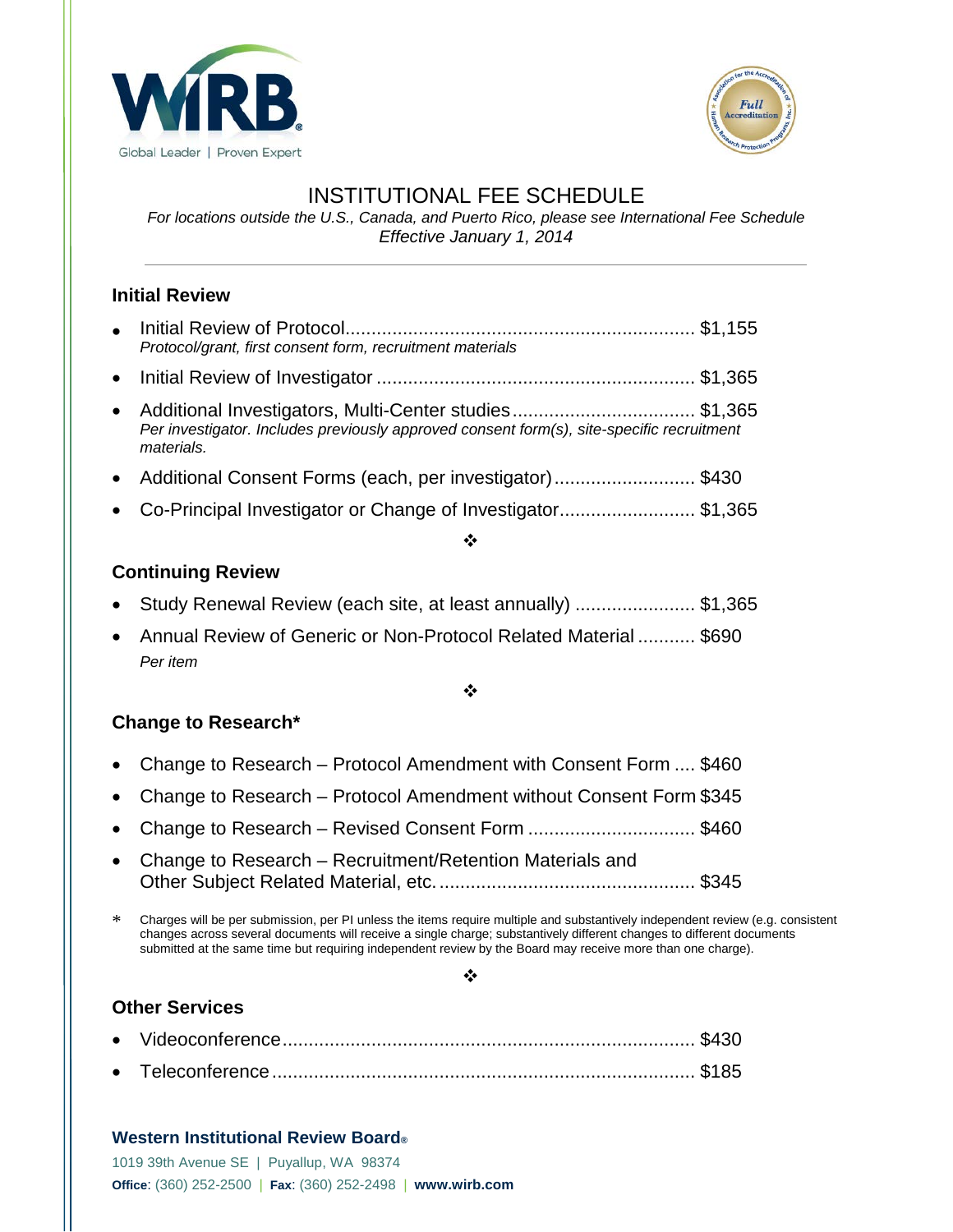WIRB

Global Leader | Proven Expert

# INSTITUTIONAL FEE SCHEDULE

*For locations outside the U.S., Canada, and Puerto Rico, please see International Fee Schedule*
*Effective January 1, 2014*

---

## Initial Review

- Initial Review of Protocol.................................................................. $1,155
  *Protocol/grant, first consent form, recruitment materials*
- Initial Review of Investigator ............................................................ $1,365
- Additional Investigators, Multi-Center studies .................................. $1,365
  *Per investigator. Includes previously approved consent form(s), site-specific recruitment materials.*
- Additional Consent Forms (each, per investigator)........................... $430
- Co-Principal Investigator or Change of Investigator.......................... $1,365

❖

## Continuing Review

- Study Renewal Review (each site, at least annually) ....................... $1,365
- Annual Review of Generic or Non-Protocol Related Material ........... $690
  *Per item*

❖

## Change to Research*

- Change to Research – Protocol Amendment with Consent Form .... $460
- Change to Research – Protocol Amendment without Consent Form $345
- Change to Research – Revised Consent Form ................................ $460
- Change to Research – Recruitment/Retention Materials and Other Subject Related Material, etc. ................................................ $345

\* Charges will be per submission, per PI unless the items require multiple and substantively independent review (e.g. consistent changes across several documents will receive a single charge; substantively different changes to different documents submitted at the same time but requiring independent review by the Board may receive more than one charge).

❖

## Other Services

- Videoconference.............................................................................. $430
- Teleconference ................................................................................ $185

**Western Institutional Review Board®**
1019 39th Avenue SE | Puyallup, WA 98374
**Office**: (360) 252-2500 | **Fax**: (360) 252-2498 | **www.wirb.com**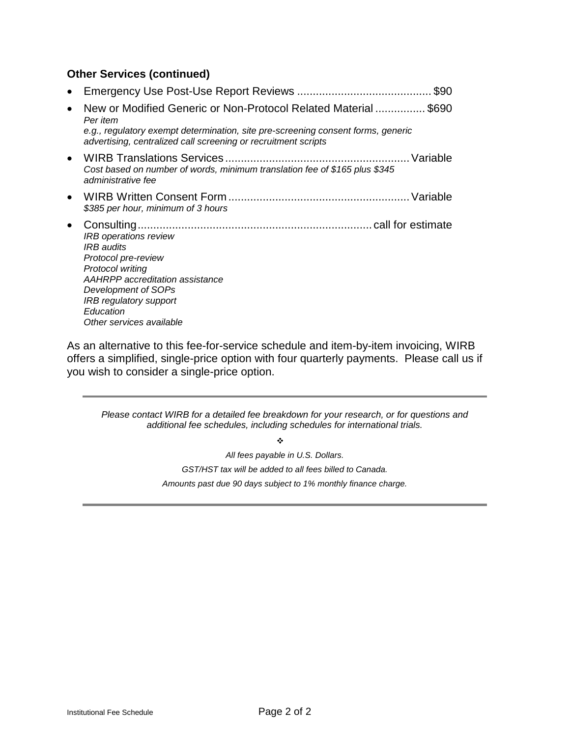**Other Services (continued)**

- Emergency Use Post-Use Report Reviews ........................................... $90
- New or Modified Generic or Non-Protocol Related Material ................ $690
  *Per item*
  *e.g., regulatory exempt determination, site pre-screening consent forms, generic advertising, centralized call screening or recruitment scripts*
- WIRB Translations Services ........................................................... Variable
  *Cost based on number of words, minimum translation fee of $165 plus $345 administrative fee*
- WIRB Written Consent Form .......................................................... Variable
  *$385 per hour, minimum of 3 hours*
- Consulting .......................................................................... call for estimate
  *IRB operations review*
  *IRB audits*
  *Protocol pre-review*
  *Protocol writing*
  *AAHRPP accreditation assistance*
  *Development of SOPs*
  *IRB regulatory support*
  *Education*
  *Other services available*

As an alternative to this fee-for-service schedule and item-by-item invoicing, WIRB offers a simplified, single-price option with four quarterly payments. Please call us if you wish to consider a single-price option.

---

*Please contact WIRB for a detailed fee breakdown for your research, or for questions and additional fee schedules, including schedules for international trials.*

❖

*All fees payable in U.S. Dollars.*

*GST/HST tax will be added to all fees billed to Canada.*

*Amounts past due 90 days subject to 1% monthly finance charge.*

---